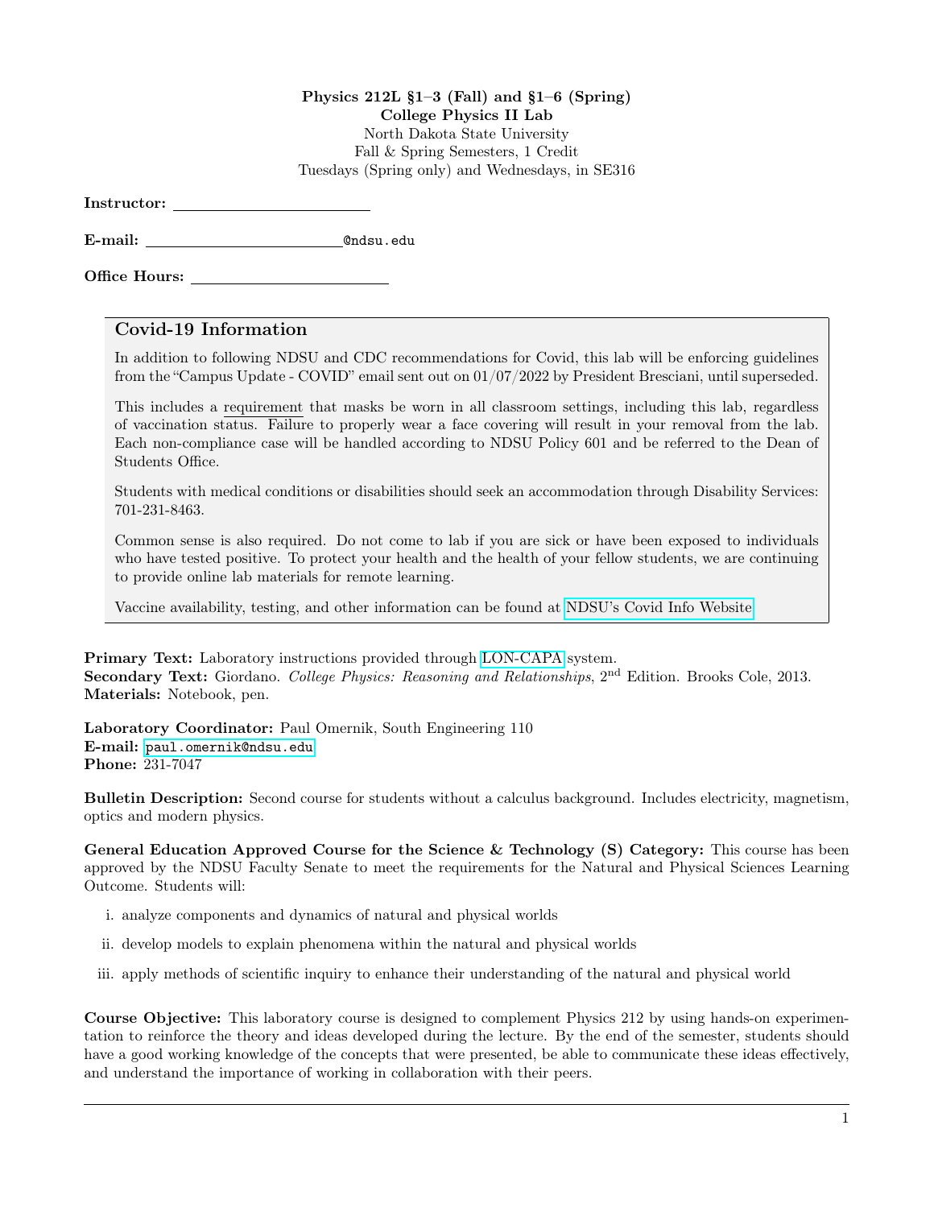**Physics 212L §1–3 (Fall) and §1–6 (Spring)**
**College Physics II Lab**
North Dakota State University
Fall & Spring Semesters, 1 Credit
Tuesdays (Spring only) and Wednesdays, in SE316

**Instructor:** ____________________

**E-mail:** ____________________@ndsu.edu

**Office Hours:** ____________________

## Covid-19 Information

In addition to following NDSU and CDC recommendations for Covid, this lab will be enforcing guidelines from the "Campus Update - COVID" email sent out on 01/07/2022 by President Bresciani, until superseded.

This includes a requirement that masks be worn in all classroom settings, including this lab, regardless of vaccination status. Failure to properly wear a face covering will result in your removal from the lab. Each non-compliance case will be handled according to NDSU Policy 601 and be referred to the Dean of Students Office.

Students with medical conditions or disabilities should seek an accommodation through Disability Services: 701-231-8463.

Common sense is also required. Do not come to lab if you are sick or have been exposed to individuals who have tested positive. To protect your health and the health of your fellow students, we are continuing to provide online lab materials for remote learning.

Vaccine availability, testing, and other information can be found at NDSU's Covid Info Website

**Primary Text:** Laboratory instructions provided through LON-CAPA system.
**Secondary Text:** Giordano. *College Physics: Reasoning and Relationships*, 2nd Edition. Brooks Cole, 2013.
**Materials:** Notebook, pen.

**Laboratory Coordinator:** Paul Omernik, South Engineering 110
**E-mail:** paul.omernik@ndsu.edu
**Phone:** 231-7047

**Bulletin Description:** Second course for students without a calculus background. Includes electricity, magnetism, optics and modern physics.

**General Education Approved Course for the Science & Technology (S) Category:** This course has been approved by the NDSU Faculty Senate to meet the requirements for the Natural and Physical Sciences Learning Outcome. Students will:

i. analyze components and dynamics of natural and physical worlds

ii. develop models to explain phenomena within the natural and physical worlds

iii. apply methods of scientific inquiry to enhance their understanding of the natural and physical world

**Course Objective:** This laboratory course is designed to complement Physics 212 by using hands-on experimentation to reinforce the theory and ideas developed during the lecture. By the end of the semester, students should have a good working knowledge of the concepts that were presented, be able to communicate these ideas effectively, and understand the importance of working in collaboration with their peers.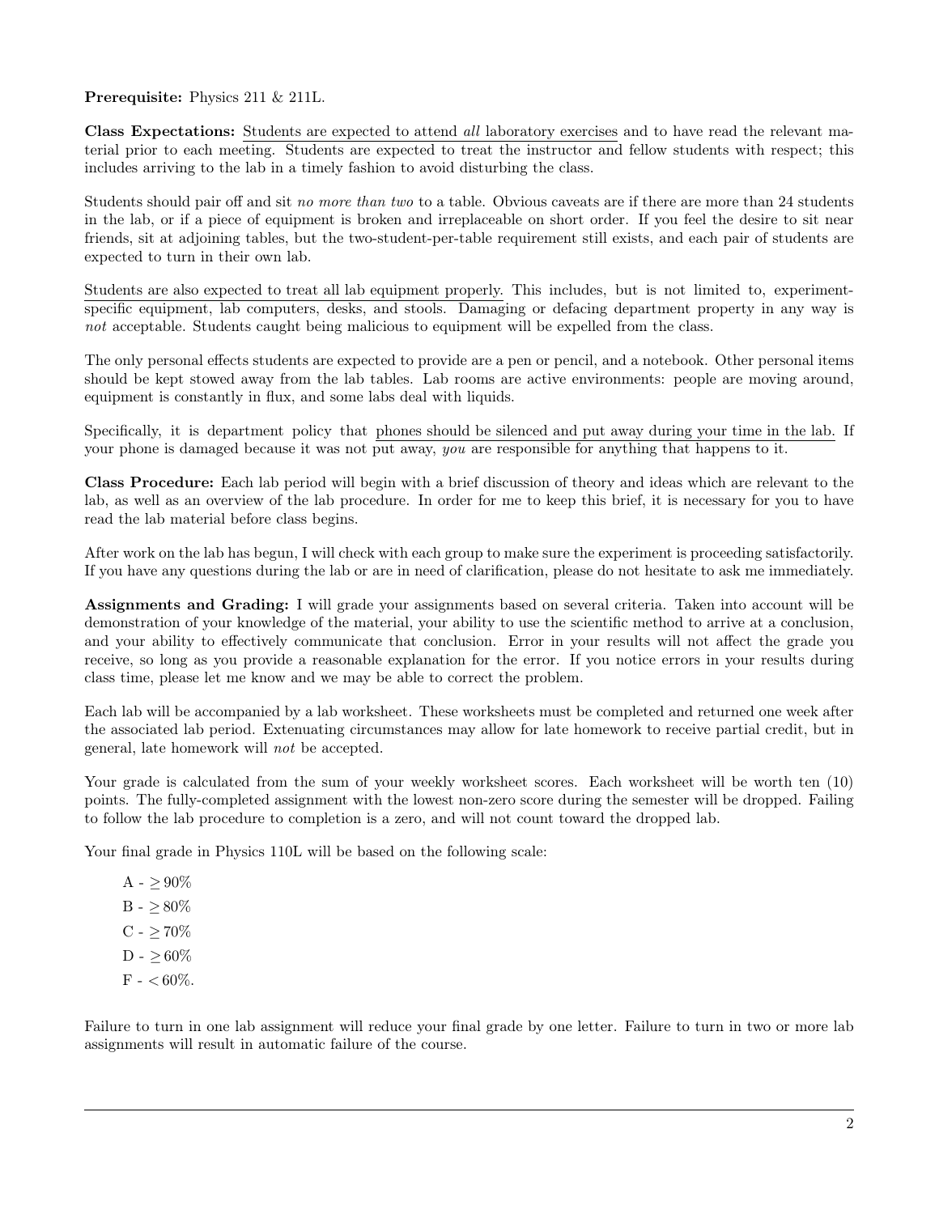**Prerequisite:** Physics 211 & 211L.

**Class Expectations:** Students are expected to attend *all* laboratory exercises and to have read the relevant material prior to each meeting. Students are expected to treat the instructor and fellow students with respect; this includes arriving to the lab in a timely fashion to avoid disturbing the class.

Students should pair off and sit *no more than two* to a table. Obvious caveats are if there are more than 24 students in the lab, or if a piece of equipment is broken and irreplaceable on short order. If you feel the desire to sit near friends, sit at adjoining tables, but the two-student-per-table requirement still exists, and each pair of students are expected to turn in their own lab.

Students are also expected to treat all lab equipment properly. This includes, but is not limited to, experiment-specific equipment, lab computers, desks, and stools. Damaging or defacing department property in any way is *not* acceptable. Students caught being malicious to equipment will be expelled from the class.

The only personal effects students are expected to provide are a pen or pencil, and a notebook. Other personal items should be kept stowed away from the lab tables. Lab rooms are active environments: people are moving around, equipment is constantly in flux, and some labs deal with liquids.

Specifically, it is department policy that phones should be silenced and put away during your time in the lab. If your phone is damaged because it was not put away, *you* are responsible for anything that happens to it.

**Class Procedure:** Each lab period will begin with a brief discussion of theory and ideas which are relevant to the lab, as well as an overview of the lab procedure. In order for me to keep this brief, it is necessary for you to have read the lab material before class begins.

After work on the lab has begun, I will check with each group to make sure the experiment is proceeding satisfactorily. If you have any questions during the lab or are in need of clarification, please do not hesitate to ask me immediately.

**Assignments and Grading:** I will grade your assignments based on several criteria. Taken into account will be demonstration of your knowledge of the material, your ability to use the scientific method to arrive at a conclusion, and your ability to effectively communicate that conclusion. Error in your results will not affect the grade you receive, so long as you provide a reasonable explanation for the error. If you notice errors in your results during class time, please let me know and we may be able to correct the problem.

Each lab will be accompanied by a lab worksheet. These worksheets must be completed and returned one week after the associated lab period. Extenuating circumstances may allow for late homework to receive partial credit, but in general, late homework will *not* be accepted.

Your grade is calculated from the sum of your weekly worksheet scores. Each worksheet will be worth ten (10) points. The fully-completed assignment with the lowest non-zero score during the semester will be dropped. Failing to follow the lab procedure to completion is a zero, and will not count toward the dropped lab.

Your final grade in Physics 110L will be based on the following scale:

- A - $\geq 90\%$
- B - $\geq 80\%$
- C - $\geq 70\%$
- D - $\geq 60\%$
- F - $< 60\%$.

Failure to turn in one lab assignment will reduce your final grade by one letter. Failure to turn in two or more lab assignments will result in automatic failure of the course.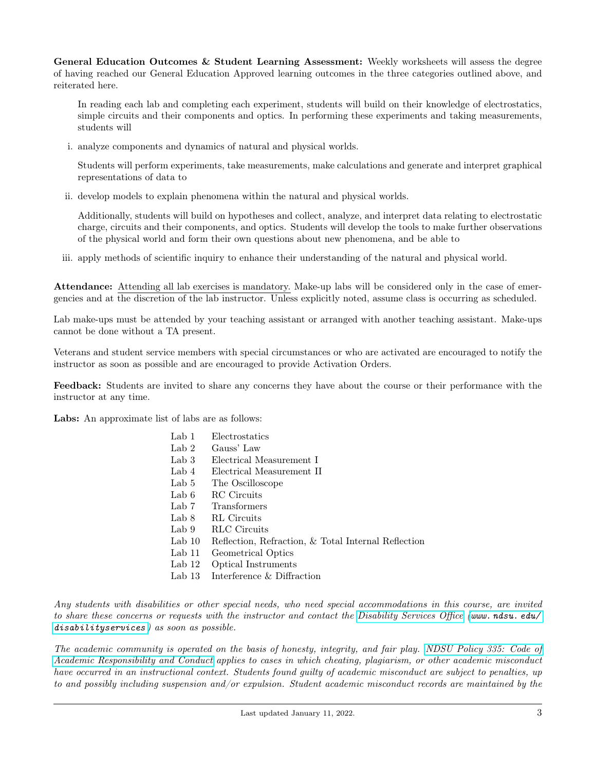**General Education Outcomes & Student Learning Assessment:** Weekly worksheets will assess the degree of having reached our General Education Approved learning outcomes in the three categories outlined above, and reiterated here.

> In reading each lab and completing each experiment, students will build on their knowledge of electrostatics, simple circuits and their components and optics. In performing these experiments and taking measurements, students will
>
> i. analyze components and dynamics of natural and physical worlds.
>
> Students will perform experiments, take measurements, make calculations and generate and interpret graphical representations of data to
>
> ii. develop models to explain phenomena within the natural and physical worlds.
>
> Additionally, students will build on hypotheses and collect, analyze, and interpret data relating to electrostatic charge, circuits and their components, and optics. Students will develop the tools to make further observations of the physical world and form their own questions about new phenomena, and be able to
>
> iii. apply methods of scientific inquiry to enhance their understanding of the natural and physical world.

**Attendance:** <u>Attending all lab exercises is mandatory.</u> Make-up labs will be considered only in the case of emergencies and at the discretion of the lab instructor. Unless explicitly noted, assume class is occurring as scheduled.

Lab make-ups must be attended by your teaching assistant or arranged with another teaching assistant. Make-ups cannot be done without a TA present.

Veterans and student service members with special circumstances or who are activated are encouraged to notify the instructor as soon as possible and are encouraged to provide Activation Orders.

**Feedback:** Students are invited to share any concerns they have about the course or their performance with the instructor at any time.

**Labs:** An approximate list of labs are as follows:

| | |
|---|---|
| Lab 1 | Electrostatics |
| Lab 2 | Gauss' Law |
| Lab 3 | Electrical Measurement I |
| Lab 4 | Electrical Measurement II |
| Lab 5 | The Oscilloscope |
| Lab 6 | RC Circuits |
| Lab 7 | Transformers |
| Lab 8 | RL Circuits |
| Lab 9 | RLC Circuits |
| Lab 10 | Reflection, Refraction, & Total Internal Reflection |
| Lab 11 | Geometrical Optics |
| Lab 12 | Optical Instruments |
| Lab 13 | Interference & Diffraction |

*Any students with disabilities or other special needs, who need special accommodations in this course, are invited to share these concerns or requests with the instructor and contact the Disability Services Office (`www.ndsu.edu/disabilityservices`) as soon as possible.*

*The academic community is operated on the basis of honesty, integrity, and fair play. NDSU Policy 335: Code of Academic Responsibility and Conduct applies to cases in which cheating, plagiarism, or other academic misconduct have occurred in an instructional context. Students found guilty of academic misconduct are subject to penalties, up to and possibly including suspension and/or expulsion. Student academic misconduct records are maintained by the*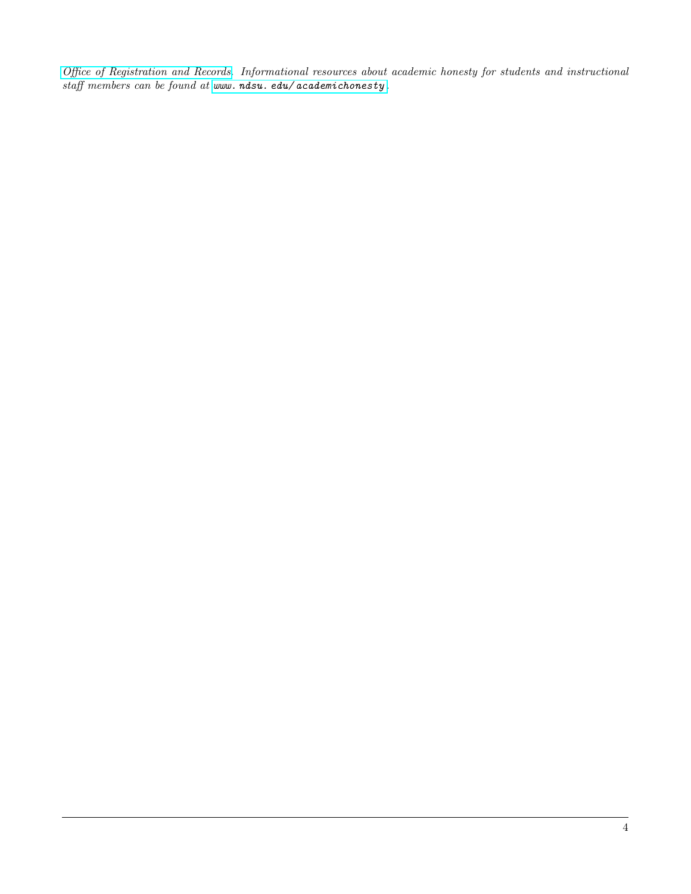*Office of Registration and Records. Informational resources about academic honesty for students and instructional staff members can be found at* `www.ndsu.edu/academichonesty`.